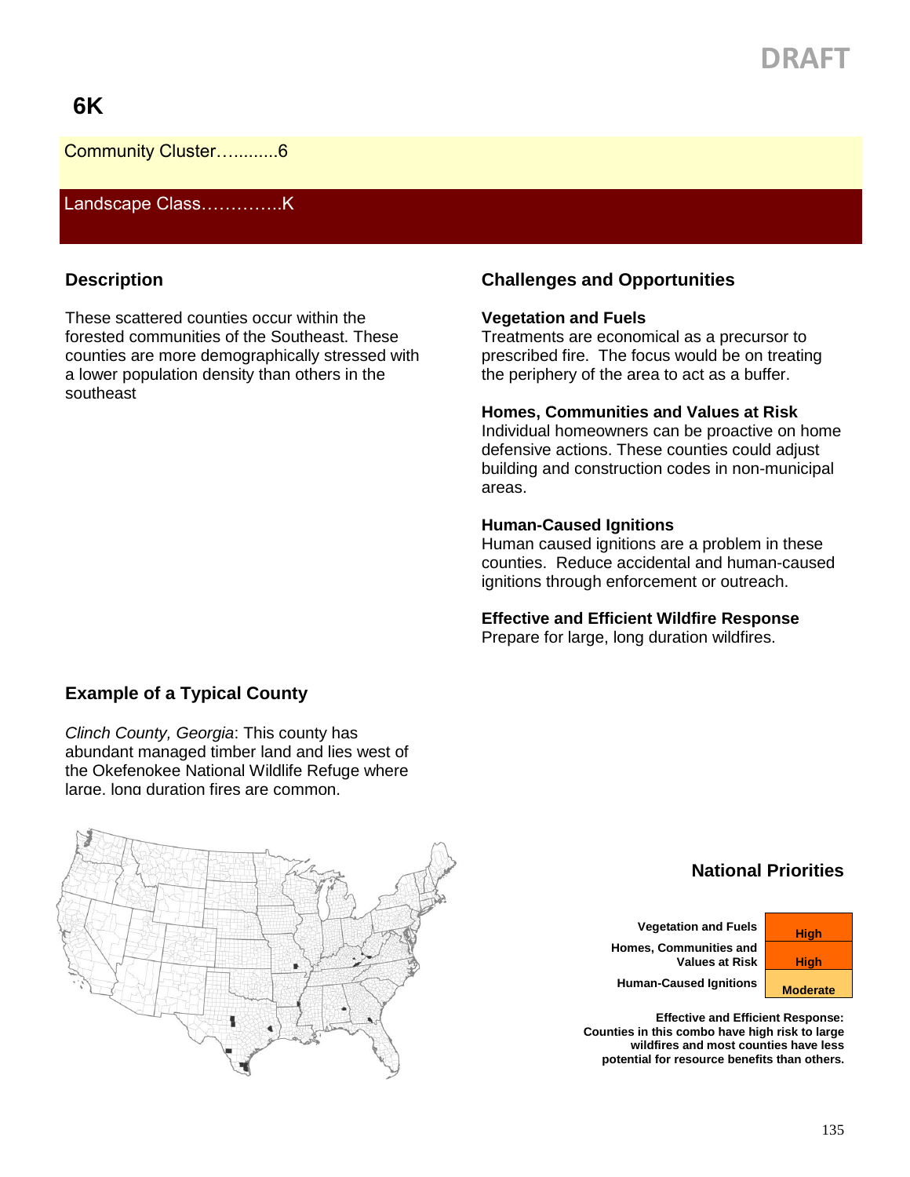DRAFT

# 6K

Community Cluster…..........6

Landscape Class…………..K

## Description

These scattered counties occur within the forested communities of the Southeast. These counties are more demographically stressed with a lower population density than others in the southeast

## Challenges and Opportunities

### Vegetation and Fuels

Treatments are economical as a precursor to prescribed fire. The focus would be on treating the periphery of the area to act as a buffer.

### Homes, Communities and Values at Risk

Individual homeowners can be proactive on home defensive actions. These counties could adjust building and construction codes in non-municipal areas.

### Human-Caused Ignitions

Human caused ignitions are a problem in these counties. Reduce accidental and human-caused ignitions through enforcement or outreach.

### Effective and Efficient Wildfire Response

Prepare for large, long duration wildfires.

## Example of a Typical County

*Clinch County, Georgia*: This county has abundant managed timber land and lies west of the Okefenokee National Wildlife Refuge where large, long duration fires are common.

## National Priorities

| | |
|---|---|
| Vegetation and Fuels | High |
| Homes, Communities and Values at Risk | High |
| Human-Caused Ignitions | Moderate |

**Effective and Efficient Response: Counties in this combo have high risk to large wildfires and most counties have less potential for resource benefits than others.**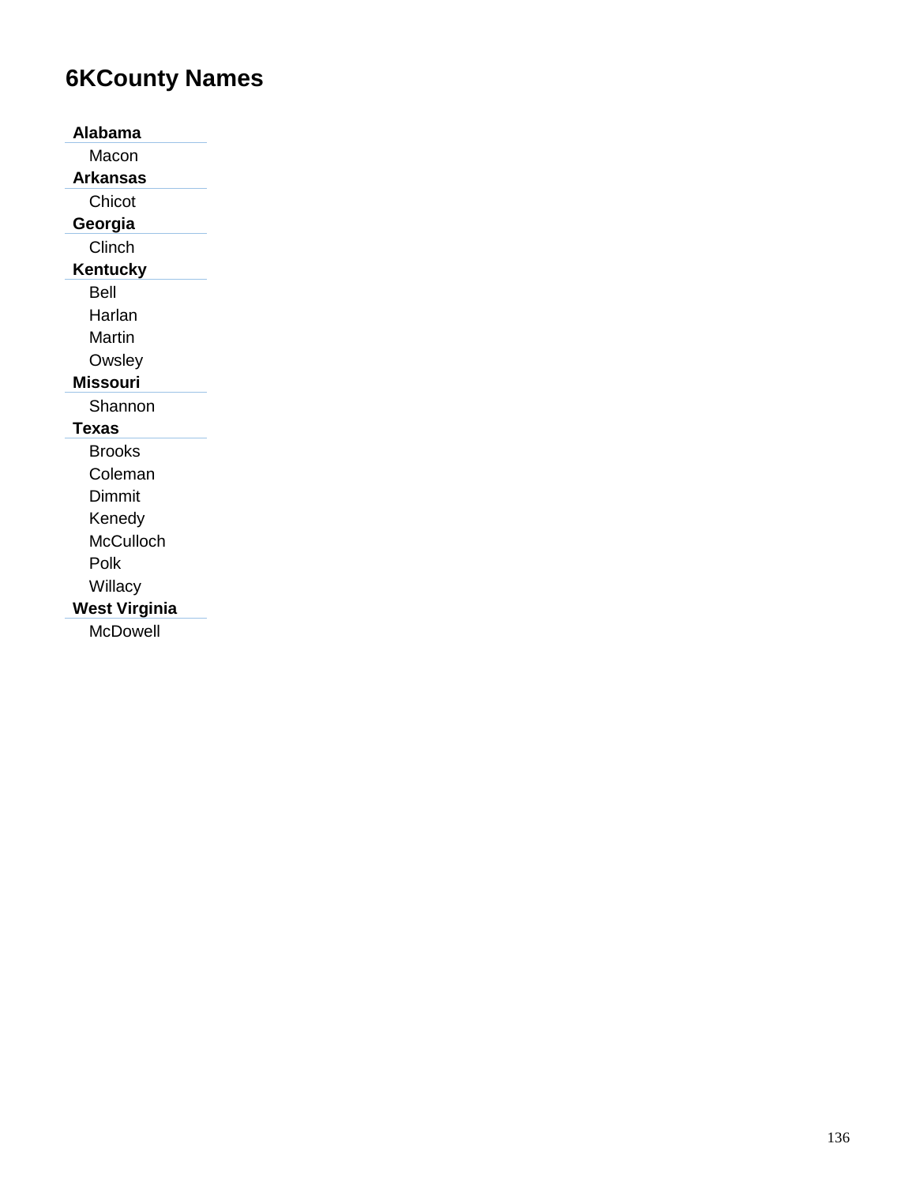# 6KCounty Names

**Alabama**
- Macon

**Arkansas**
- Chicot

**Georgia**
- Clinch

**Kentucky**
- Bell
- Harlan
- Martin
- Owsley

**Missouri**
- Shannon

**Texas**
- Brooks
- Coleman
- Dimmit
- Kenedy
- McCulloch
- Polk
- Willacy

**West Virginia**
- McDowell